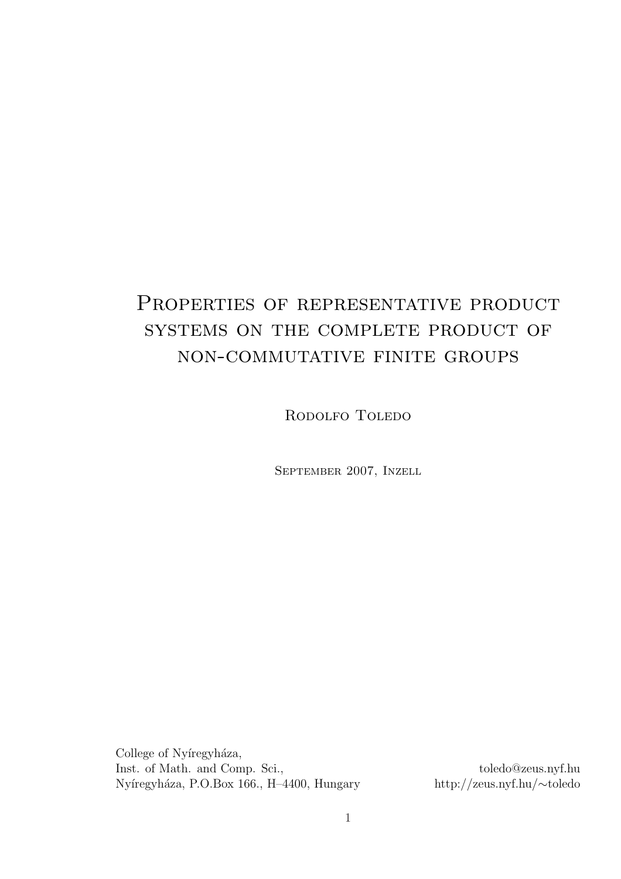# Properties of representative product systems on the complete product of non-commutative finite groups

Rodolfo Toledo

September 2007, Inzell

College of Nyíregyháza,
Inst. of Math. and Comp. Sci.,
Nyíregyháza, P.O.Box 166., H–4400, Hungary

toledo@zeus.nyf.hu
http://zeus.nyf.hu/∼toledo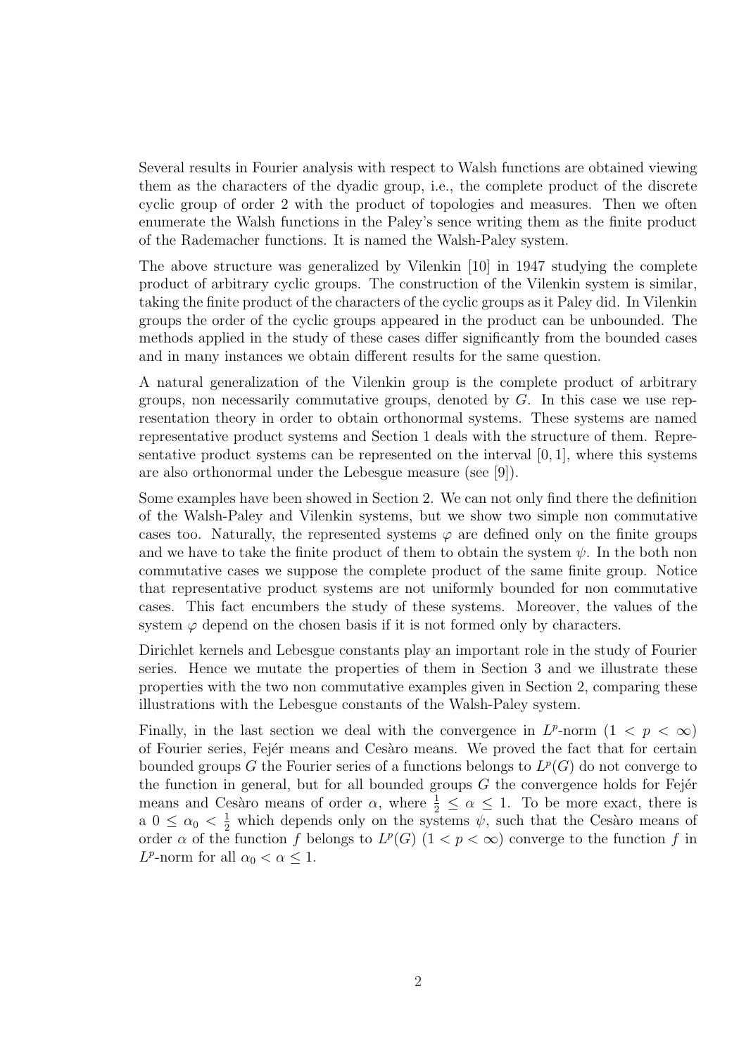Several results in Fourier analysis with respect to Walsh functions are obtained viewing them as the characters of the dyadic group, i.e., the complete product of the discrete cyclic group of order 2 with the product of topologies and measures. Then we often enumerate the Walsh functions in the Paley's sence writing them as the finite product of the Rademacher functions. It is named the Walsh-Paley system.

The above structure was generalized by Vilenkin [10] in 1947 studying the complete product of arbitrary cyclic groups. The construction of the Vilenkin system is similar, taking the finite product of the characters of the cyclic groups as it Paley did. In Vilenkin groups the order of the cyclic groups appeared in the product can be unbounded. The methods applied in the study of these cases differ significantly from the bounded cases and in many instances we obtain different results for the same question.

A natural generalization of the Vilenkin group is the complete product of arbitrary groups, non necessarily commutative groups, denoted by $G$. In this case we use representation theory in order to obtain orthonormal systems. These systems are named representative product systems and Section 1 deals with the structure of them. Representative product systems can be represented on the interval $[0, 1]$, where this systems are also orthonormal under the Lebesgue measure (see [9]).

Some examples have been showed in Section 2. We can not only find there the definition of the Walsh-Paley and Vilenkin systems, but we show two simple non commutative cases too. Naturally, the represented systems $\varphi$ are defined only on the finite groups and we have to take the finite product of them to obtain the system $\psi$. In the both non commutative cases we suppose the complete product of the same finite group. Notice that representative product systems are not uniformly bounded for non commutative cases. This fact encumbers the study of these systems. Moreover, the values of the system $\varphi$ depend on the chosen basis if it is not formed only by characters.

Dirichlet kernels and Lebesgue constants play an important role in the study of Fourier series. Hence we mutate the properties of them in Section 3 and we illustrate these properties with the two non commutative examples given in Section 2, comparing these illustrations with the Lebesgue constants of the Walsh-Paley system.

Finally, in the last section we deal with the convergence in $L^p$-norm ($1 < p < \infty$) of Fourier series, Fejér means and Cesàro means. We proved the fact that for certain bounded groups $G$ the Fourier series of a functions belongs to $L^p(G)$ do not converge to the function in general, but for all bounded groups $G$ the convergence holds for Fejér means and Cesàro means of order $\alpha$, where $\frac{1}{2} \leq \alpha \leq 1$. To be more exact, there is a $0 \leq \alpha_0 < \frac{1}{2}$ which depends only on the systems $\psi$, such that the Cesàro means of order $\alpha$ of the function $f$ belongs to $L^p(G)$ ($1 < p < \infty$) converge to the function $f$ in $L^p$-norm for all $\alpha_0 < \alpha \leq 1$.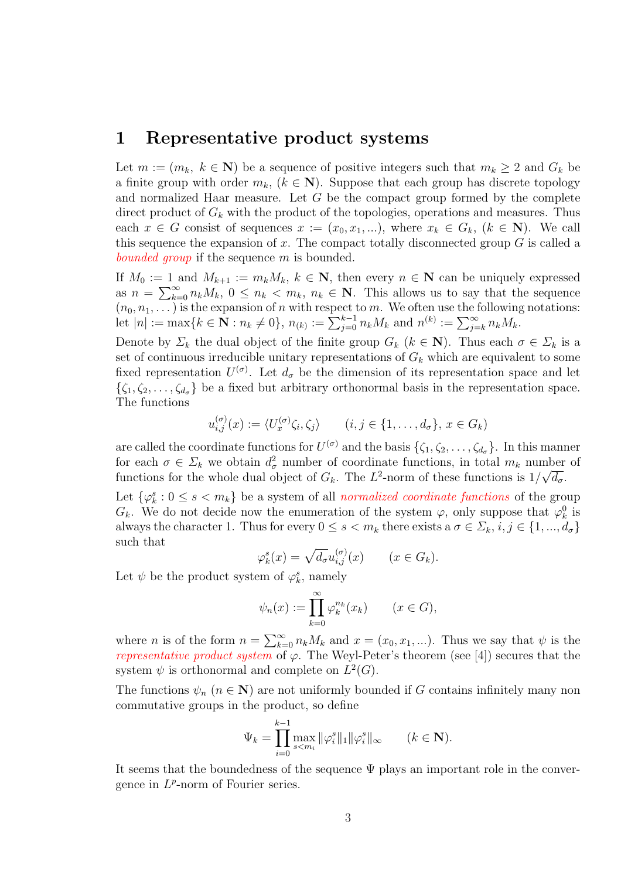# 1 Representative product systems

Let $m := (m_k,\ k \in \mathbf{N})$ be a sequence of positive integers such that $m_k \geq 2$ and $G_k$ be a finite group with order $m_k$, $(k \in \mathbf{N})$. Suppose that each group has discrete topology and normalized Haar measure. Let $G$ be the compact group formed by the complete direct product of $G_k$ with the product of the topologies, operations and measures. Thus each $x \in G$ consist of sequences $x := (x_0, x_1, ...)$, where $x_k \in G_k$, $(k \in \mathbf{N})$. We call this sequence the expansion of $x$. The compact totally disconnected group $G$ is called a *bounded group* if the sequence $m$ is bounded.

If $M_0 := 1$ and $M_{k+1} := m_k M_k$, $k \in \mathbf{N}$, then every $n \in \mathbf{N}$ can be uniquely expressed as $n = \sum_{k=0}^{\infty} n_k M_k$, $0 \leq n_k < m_k$, $n_k \in \mathbf{N}$. This allows us to say that the sequence $(n_0, n_1, \dots)$ is the expansion of $n$ with respect to $m$. We often use the following notations: let $|n| := \max\{k \in \mathbf{N} : n_k \neq 0\}$, $n_{(k)} := \sum_{j=0}^{k-1} n_k M_k$ and $n^{(k)} := \sum_{j=k}^{\infty} n_k M_k$.

Denote by $\Sigma_k$ the dual object of the finite group $G_k$ $(k \in \mathbf{N})$. Thus each $\sigma \in \Sigma_k$ is a set of continuous irreducible unitary representations of $G_k$ which are equivalent to some fixed representation $U^{(\sigma)}$. Let $d_\sigma$ be the dimension of its representation space and let $\{\zeta_1, \zeta_2, \dots, \zeta_{d_\sigma}\}$ be a fixed but arbitrary orthonormal basis in the representation space. The functions

$$u_{i,j}^{(\sigma)}(x) := \langle U_x^{(\sigma)} \zeta_i, \zeta_j \rangle \qquad (i, j \in \{1, \dots, d_\sigma\},\ x \in G_k)$$

are called the coordinate functions for $U^{(\sigma)}$ and the basis $\{\zeta_1, \zeta_2, \dots, \zeta_{d_\sigma}\}$. In this manner for each $\sigma \in \Sigma_k$ we obtain $d_\sigma^2$ number of coordinate functions, in total $m_k$ number of functions for the whole dual object of $G_k$. The $L^2$-norm of these functions is $1/\sqrt{d_\sigma}$.

Let $\{\varphi_k^s : 0 \leq s < m_k\}$ be a system of all *normalized coordinate functions* of the group $G_k$. We do not decide now the enumeration of the system $\varphi$, only suppose that $\varphi_k^0$ is always the character 1. Thus for every $0 \leq s < m_k$ there exists a $\sigma \in \Sigma_k$, $i, j \in \{1, ..., d_\sigma\}$ such that

$$\varphi_k^s(x) = \sqrt{d_\sigma}\, u_{i,j}^{(\sigma)}(x) \qquad (x \in G_k).$$

Let $\psi$ be the product system of $\varphi_k^s$, namely

$$\psi_n(x) := \prod_{k=0}^{\infty} \varphi_k^{n_k}(x_k) \qquad (x \in G),$$

where $n$ is of the form $n = \sum_{k=0}^{\infty} n_k M_k$ and $x = (x_0, x_1, ...)$. Thus we say that $\psi$ is the *representative product system* of $\varphi$. The Weyl-Peter's theorem (see [4]) secures that the system $\psi$ is orthonormal and complete on $L^2(G)$.

The functions $\psi_n$ $(n \in \mathbf{N})$ are not uniformly bounded if $G$ contains infinitely many non commutative groups in the product, so define

$$\Psi_k = \prod_{i=0}^{k-1} \max_{s < m_i} \|\varphi_i^s\|_1 \|\varphi_i^s\|_\infty \qquad (k \in \mathbf{N}).$$

It seems that the boundedness of the sequence $\Psi$ plays an important role in the convergence in $L^p$-norm of Fourier series.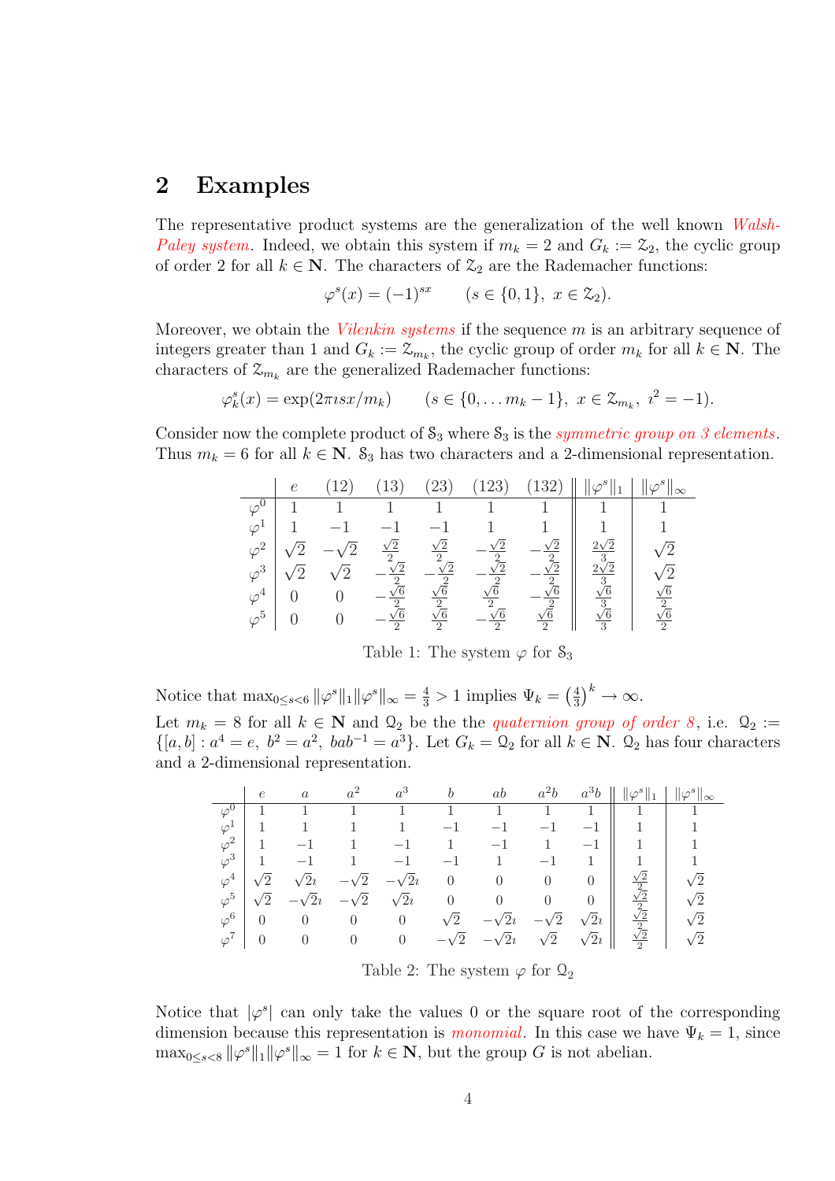## 2 Examples

The representative product systems are the generalization of the well known *Walsh-Paley system*. Indeed, we obtain this system if $m_k = 2$ and $G_k := \mathcal{Z}_2$, the cyclic group of order 2 for all $k \in \mathbf{N}$. The characters of $\mathcal{Z}_2$ are the Rademacher functions:

$$\varphi^s(x) = (-1)^{sx} \qquad (s \in \{0,1\},\ x \in \mathcal{Z}_2).$$

Moreover, we obtain the *Vilenkin systems* if the sequence $m$ is an arbitrary sequence of integers greater than 1 and $G_k := \mathcal{Z}_{m_k}$, the cyclic group of order $m_k$ for all $k \in \mathbf{N}$. The characters of $\mathcal{Z}_{m_k}$ are the generalized Rademacher functions:

$$\varphi_k^s(x) = \exp(2\pi\imath sx/m_k) \qquad (s \in \{0,\dots m_k - 1\},\ x \in \mathcal{Z}_{m_k},\ \imath^2 = -1).$$

Consider now the complete product of $\mathcal{S}_3$ where $\mathcal{S}_3$ is the *symmetric group on 3 elements*. Thus $m_k = 6$ for all $k \in \mathbf{N}$. $\mathcal{S}_3$ has two characters and a 2-dimensional representation.

| | $e$ | $(12)$ | $(13)$ | $(23)$ | $(123)$ | $(132)$ | $\lVert\varphi^s\rVert_1$ | $\lVert\varphi^s\rVert_\infty$ |
|---|---|---|---|---|---|---|---|---|
| $\varphi^0$ | 1 | 1 | 1 | 1 | 1 | 1 | 1 | 1 |
| $\varphi^1$ | 1 | $-1$ | $-1$ | $-1$ | 1 | 1 | 1 | 1 |
| $\varphi^2$ | $\sqrt{2}$ | $-\sqrt{2}$ | $\frac{\sqrt{2}}{2}$ | $\frac{\sqrt{2}}{2}$ | $-\frac{\sqrt{2}}{2}$ | $-\frac{\sqrt{2}}{2}$ | $\frac{2\sqrt{2}}{3}$ | $\sqrt{2}$ |
| $\varphi^3$ | $\sqrt{2}$ | $\sqrt{2}$ | $-\frac{\sqrt{2}}{2}$ | $-\frac{\sqrt{2}}{2}$ | $-\frac{\sqrt{2}}{2}$ | $-\frac{\sqrt{2}}{2}$ | $\frac{2\sqrt{2}}{3}$ | $\sqrt{2}$ |
| $\varphi^4$ | 0 | 0 | $-\frac{\sqrt{6}}{2}$ | $\frac{\sqrt{6}}{2}$ | $\frac{\sqrt{6}}{2}$ | $-\frac{\sqrt{6}}{2}$ | $\frac{\sqrt{6}}{3}$ | $\frac{\sqrt{6}}{2}$ |
| $\varphi^5$ | 0 | 0 | $-\frac{\sqrt{6}}{2}$ | $\frac{\sqrt{6}}{2}$ | $-\frac{\sqrt{6}}{2}$ | $\frac{\sqrt{6}}{2}$ | $\frac{\sqrt{6}}{3}$ | $\frac{\sqrt{6}}{2}$ |

Table 1: The system $\varphi$ for $\mathcal{S}_3$

Notice that $\max_{0\le s<6} \lVert\varphi^s\rVert_1 \lVert\varphi^s\rVert_\infty = \frac{4}{3} > 1$ implies $\Psi_k = \left(\frac{4}{3}\right)^k \to \infty$.

Let $m_k = 8$ for all $k \in \mathbf{N}$ and $\mathcal{Q}_2$ be the the *quaternion group of order 8*, i.e. $\mathcal{Q}_2 := \{[a,b] : a^4 = e,\ b^2 = a^2,\ bab^{-1} = a^3\}$. Let $G_k = \mathcal{Q}_2$ for all $k \in \mathbf{N}$. $\mathcal{Q}_2$ has four characters and a 2-dimensional representation.

| | $e$ | $a$ | $a^2$ | $a^3$ | $b$ | $ab$ | $a^2b$ | $a^3b$ | $\lVert\varphi^s\rVert_1$ | $\lVert\varphi^s\rVert_\infty$ |
|---|---|---|---|---|---|---|---|---|---|---|
| $\varphi^0$ | 1 | 1 | 1 | 1 | 1 | 1 | 1 | 1 | 1 | 1 |
| $\varphi^1$ | 1 | 1 | 1 | 1 | $-1$ | $-1$ | $-1$ | $-1$ | 1 | 1 |
| $\varphi^2$ | 1 | $-1$ | 1 | $-1$ | 1 | $-1$ | 1 | $-1$ | 1 | 1 |
| $\varphi^3$ | 1 | $-1$ | 1 | $-1$ | $-1$ | 1 | $-1$ | 1 | 1 | 1 |
| $\varphi^4$ | $\sqrt{2}$ | $\sqrt{2}\imath$ | $-\sqrt{2}$ | $-\sqrt{2}\imath$ | 0 | 0 | 0 | 0 | $\frac{\sqrt{2}}{2}$ | $\sqrt{2}$ |
| $\varphi^5$ | $\sqrt{2}$ | $-\sqrt{2}\imath$ | $-\sqrt{2}$ | $\sqrt{2}\imath$ | 0 | 0 | 0 | 0 | $\frac{\sqrt{2}}{2}$ | $\sqrt{2}$ |
| $\varphi^6$ | 0 | 0 | 0 | 0 | $\sqrt{2}$ | $-\sqrt{2}\imath$ | $-\sqrt{2}$ | $\sqrt{2}\imath$ | $\frac{\sqrt{2}}{2}$ | $\sqrt{2}$ |
| $\varphi^7$ | 0 | 0 | 0 | 0 | $-\sqrt{2}$ | $-\sqrt{2}\imath$ | $\sqrt{2}$ | $\sqrt{2}\imath$ | $\frac{\sqrt{2}}{2}$ | $\sqrt{2}$ |

Table 2: The system $\varphi$ for $\mathcal{Q}_2$

Notice that $|\varphi^s|$ can only take the values 0 or the square root of the corresponding dimension because this representation is *monomial*. In this case we have $\Psi_k = 1$, since $\max_{0\le s<8} \lVert\varphi^s\rVert_1 \lVert\varphi^s\rVert_\infty = 1$ for $k \in \mathbf{N}$, but the group $G$ is not abelian.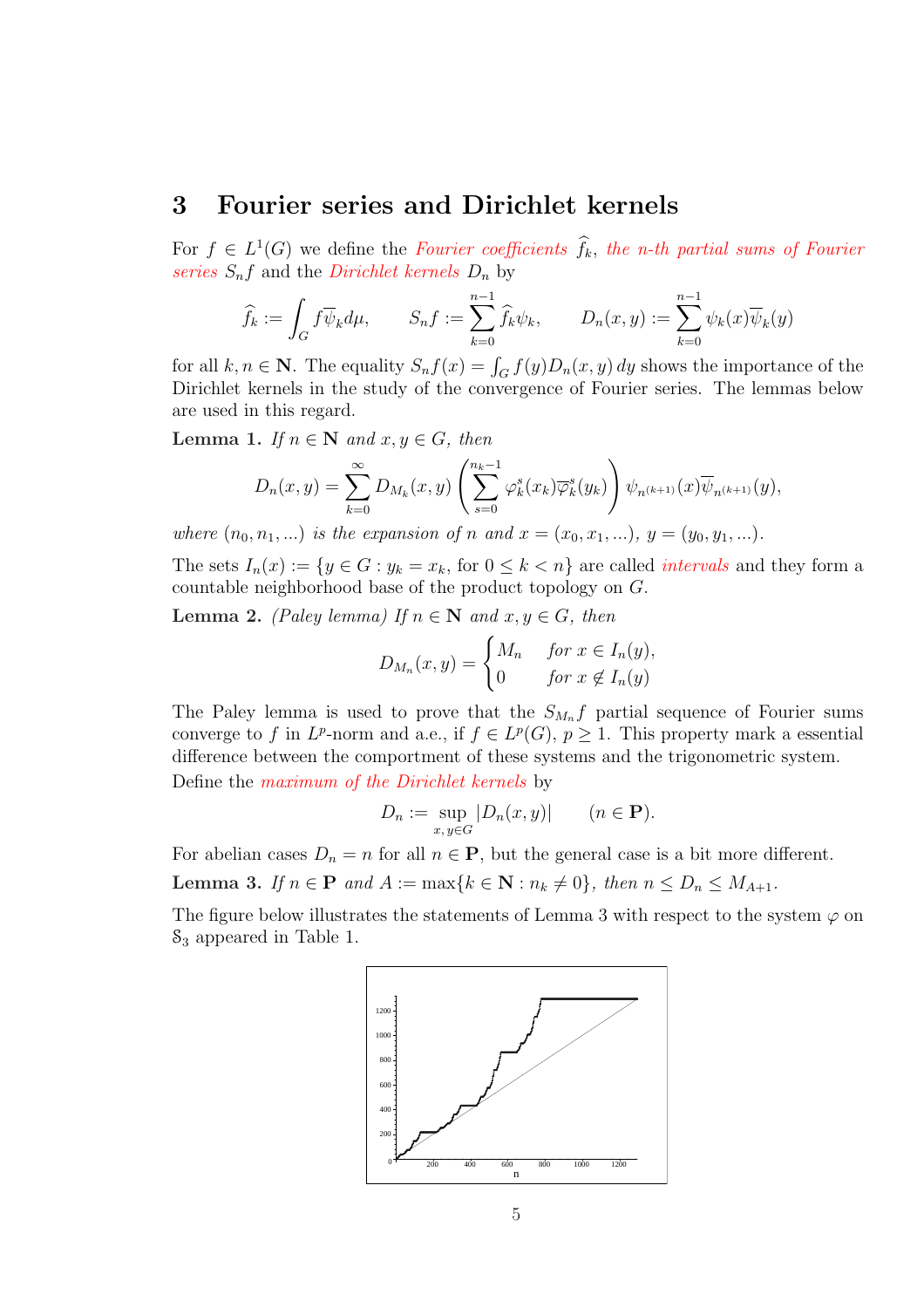## 3 Fourier series and Dirichlet kernels

For $f \in L^1(G)$ we define the *Fourier coefficients* $\widehat{f}_k$, *the n-th partial sums of Fourier series* $S_n f$ and the *Dirichlet kernels* $D_n$ by

$$\widehat{f}_k := \int_G f \overline{\psi}_k d\mu, \qquad S_n f := \sum_{k=0}^{n-1} \widehat{f}_k \psi_k, \qquad D_n(x,y) := \sum_{k=0}^{n-1} \psi_k(x) \overline{\psi}_k(y)$$

for all $k, n \in \mathbf{N}$. The equality $S_n f(x) = \int_G f(y) D_n(x,y)\, dy$ shows the importance of the Dirichlet kernels in the study of the convergence of Fourier series. The lemmas below are used in this regard.

**Lemma 1.** *If $n \in \mathbf{N}$ and $x, y \in G$, then*

$$D_n(x,y) = \sum_{k=0}^{\infty} D_{M_k}(x,y) \left( \sum_{s=0}^{n_k - 1} \varphi_k^s(x_k) \overline{\varphi}_k^s(y_k) \right) \psi_{n^{(k+1)}}(x) \overline{\psi}_{n^{(k+1)}}(y),$$

*where $(n_0, n_1, \ldots)$ is the expansion of $n$ and $x = (x_0, x_1, \ldots)$, $y = (y_0, y_1, \ldots)$.*

The sets $I_n(x) := \{y \in G : y_k = x_k, \text{ for } 0 \leq k < n\}$ are called *intervals* and they form a countable neighborhood base of the product topology on $G$.

**Lemma 2.** *(Paley lemma) If $n \in \mathbf{N}$ and $x, y \in G$, then*

$$D_{M_n}(x,y) = \begin{cases} M_n & \text{for } x \in I_n(y), \\ 0 & \text{for } x \notin I_n(y) \end{cases}$$

The Paley lemma is used to prove that the $S_{M_n} f$ partial sequence of Fourier sums converge to $f$ in $L^p$-norm and a.e., if $f \in L^p(G)$, $p \geq 1$. This property mark a essential difference between the comportment of these systems and the trigonometric system.

Define the *maximum of the Dirichlet kernels* by

$$D_n := \sup_{x,\, y \in G} |D_n(x,y)| \qquad (n \in \mathbf{P}).$$

For abelian cases $D_n = n$ for all $n \in \mathbf{P}$, but the general case is a bit more different.

**Lemma 3.** *If $n \in \mathbf{P}$ and $A := \max\{k \in \mathbf{N} : n_k \neq 0\}$, then $n \leq D_n \leq M_{A+1}$.*

The figure below illustrates the statements of Lemma 3 with respect to the system $\varphi$ on $\mathcal{S}_3$ appeared in Table 1.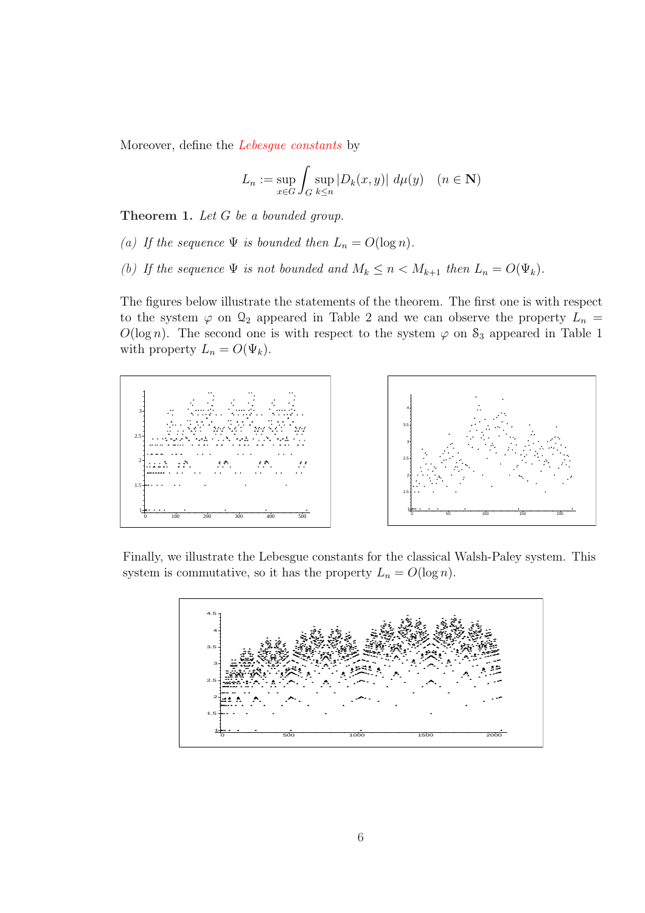Moreover, define the *Lebesgue constants* by

$$L_n := \sup_{x \in G} \int_G \sup_{k \le n} |D_k(x,y)| \, d\mu(y) \quad (n \in \mathbf{N})$$

**Theorem 1.** *Let $G$ be a bounded group.*

*(a) If the sequence $\Psi$ is bounded then $L_n = O(\log n)$.*

*(b) If the sequence $\Psi$ is not bounded and $M_k \le n < M_{k+1}$ then $L_n = O(\Psi_k)$.*

The figures below illustrate the statements of the theorem. The first one is with respect to the system $\varphi$ on $\mathcal{Q}_2$ appeared in Table 2 and we can observe the property $L_n = O(\log n)$. The second one is with respect to the system $\varphi$ on $\mathcal{S}_3$ appeared in Table 1 with property $L_n = O(\Psi_k)$.

Finally, we illustrate the Lebesgue constants for the classical Walsh-Paley system. This system is commutative, so it has the property $L_n = O(\log n)$.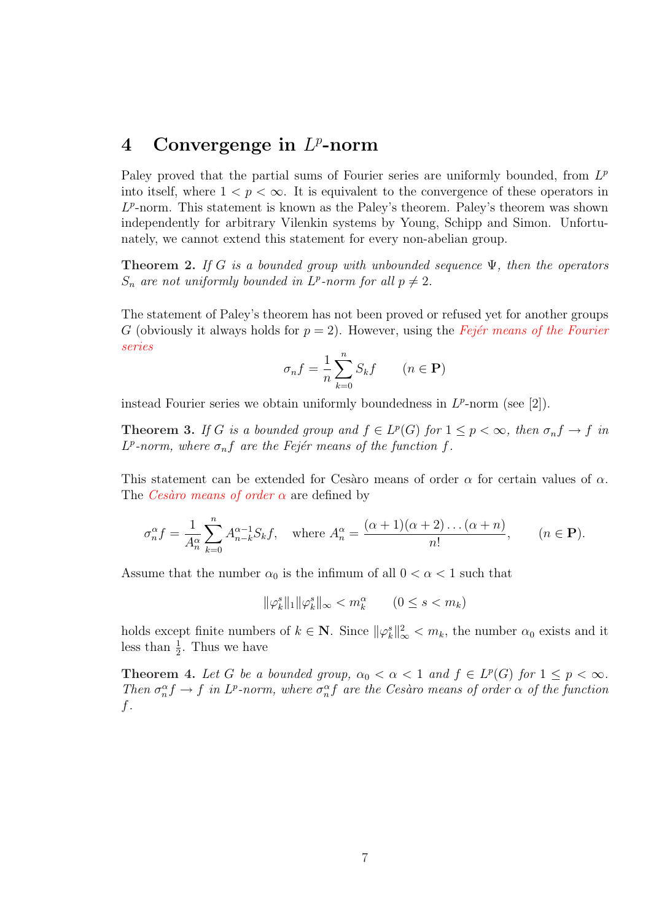## 4 Convergenge in $L^p$-norm

Paley proved that the partial sums of Fourier series are uniformly bounded, from $L^p$ into itself, where $1 < p < \infty$. It is equivalent to the convergence of these operators in $L^p$-norm. This statement is known as the Paley's theorem. Paley's theorem was shown independently for arbitrary Vilenkin systems by Young, Schipp and Simon. Unfortunately, we cannot extend this statement for every non-abelian group.

**Theorem 2.** *If $G$ is a bounded group with unbounded sequence $\Psi$, then the operators $S_n$ are not uniformly bounded in $L^p$-norm for all $p \neq 2$.*

The statement of Paley's theorem has not been proved or refused yet for another groups $G$ (obviously it always holds for $p = 2$). However, using the *Fejér means of the Fourier series*

$$\sigma_n f = \frac{1}{n} \sum_{k=0}^{n} S_k f \qquad (n \in \mathbf{P})$$

instead Fourier series we obtain uniformly boundedness in $L^p$-norm (see [2]).

**Theorem 3.** *If $G$ is a bounded group and $f \in L^p(G)$ for $1 \leq p < \infty$, then $\sigma_n f \to f$ in $L^p$-norm, where $\sigma_n f$ are the Fejér means of the function $f$.*

This statement can be extended for Cesàro means of order $\alpha$ for certain values of $\alpha$. The *Cesàro means of order $\alpha$* are defined by

$$\sigma_n^\alpha f = \frac{1}{A_n^\alpha} \sum_{k=0}^{n} A_{n-k}^{\alpha-1} S_k f, \quad \text{where } A_n^\alpha = \frac{(\alpha+1)(\alpha+2)\ldots(\alpha+n)}{n!}, \qquad (n \in \mathbf{P}).$$

Assume that the number $\alpha_0$ is the infimum of all $0 < \alpha < 1$ such that

$$\|\varphi_k^s\|_1 \|\varphi_k^s\|_\infty < m_k^\alpha \qquad (0 \leq s < m_k)$$

holds except finite numbers of $k \in \mathbf{N}$. Since $\|\varphi_k^s\|_\infty^2 < m_k$, the number $\alpha_0$ exists and it less than $\frac{1}{2}$. Thus we have

**Theorem 4.** *Let $G$ be a bounded group, $\alpha_0 < \alpha < 1$ and $f \in L^p(G)$ for $1 \leq p < \infty$. Then $\sigma_n^\alpha f \to f$ in $L^p$-norm, where $\sigma_n^\alpha f$ are the Cesàro means of order $\alpha$ of the function $f$.*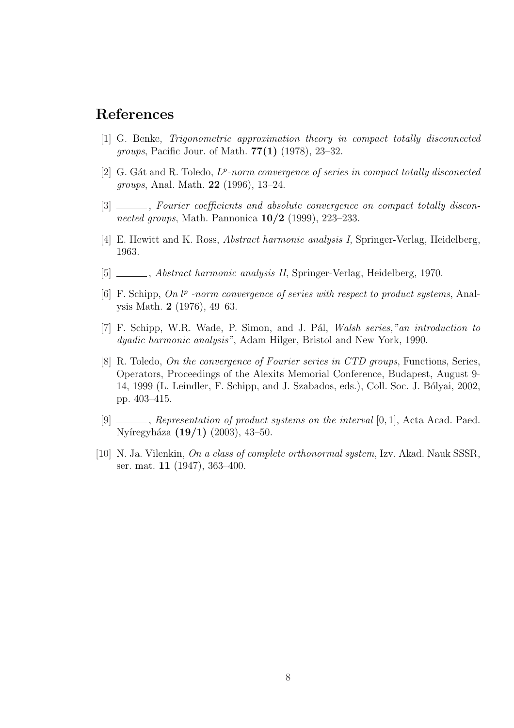## References

[1] G. Benke, *Trigonometric approximation theory in compact totally disconnected groups*, Pacific Jour. of Math. **77(1)** (1978), 23–32.

[2] G. Gát and R. Toledo, *$L^p$-norm convergence of series in compact totally disconected groups*, Anal. Math. **22** (1996), 13–24.

[3] ______, *Fourier coefficients and absolute convergence on compact totally disconnected groups*, Math. Pannonica **10/2** (1999), 223–233.

[4] E. Hewitt and K. Ross, *Abstract harmonic analysis I*, Springer-Verlag, Heidelberg, 1963.

[5] ______, *Abstract harmonic analysis II*, Springer-Verlag, Heidelberg, 1970.

[6] F. Schipp, *On $l^p$ -norm convergence of series with respect to product systems*, Analysis Math. **2** (1976), 49–63.

[7] F. Schipp, W.R. Wade, P. Simon, and J. Pál, *Walsh series,"an introduction to dyadic harmonic analysis"*, Adam Hilger, Bristol and New York, 1990.

[8] R. Toledo, *On the convergence of Fourier series in CTD groups*, Functions, Series, Operators, Proceedings of the Alexits Memorial Conference, Budapest, August 9-14, 1999 (L. Leindler, F. Schipp, and J. Szabados, eds.), Coll. Soc. J. Bólyai, 2002, pp. 403–415.

[9] ______, *Representation of product systems on the interval* $[0, 1]$, Acta Acad. Paed. Nyíregyháza **(19/1)** (2003), 43–50.

[10] N. Ja. Vilenkin, *On a class of complete orthonormal system*, Izv. Akad. Nauk SSSR, ser. mat. **11** (1947), 363–400.